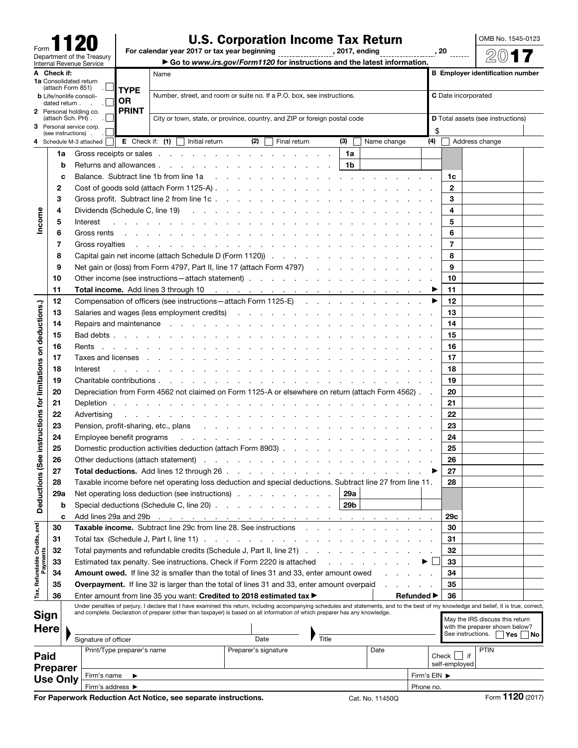Form **1120**

Department of the Treasury
Internal Revenue Service

# U.S. Corporation Income Tax Return

For calendar year 2017 or tax year beginning ____________, 2017, ending ____________, 20 ____

▶ Go to *www.irs.gov/Form1120* for instructions and the latest information.

OMB No. 1545-0123

**2017**

**A Check if:**

- **1a** Consolidated return (attach Form 851) ☐
- **b** Life/nonlife consolidated return ☐
- **2** Personal holding co. (attach Sch. PH) ☐
- **3** Personal service corp. (see instructions) ☐
- **4** Schedule M-3 attached ☐

**TYPE OR PRINT**

Name

Number, street, and room or suite no. If a P.O. box, see instructions.

City or town, state, or province, country, and ZIP or foreign postal code

**B** Employer identification number

**C** Date incorporated

**D** Total assets (see instructions)
$

**E** Check if: **(1)** ☐ Initial return **(2)** ☐ Final return **(3)** ☐ Name change **(4)** ☐ Address change

## Income

| Line | Description | | | Line | Amount |
|---|---|---|---|---|---|
| 1a | Gross receipts or sales | 1a | | | |
| b | Returns and allowances | 1b | | | |
| c | Balance. Subtract line 1b from line 1a | | | 1c | |
| 2 | Cost of goods sold (attach Form 1125-A) | | | 2 | |
| 3 | Gross profit. Subtract line 2 from line 1c | | | 3 | |
| 4 | Dividends (Schedule C, line 19) | | | 4 | |
| 5 | Interest | | | 5 | |
| 6 | Gross rents | | | 6 | |
| 7 | Gross royalties | | | 7 | |
| 8 | Capital gain net income (attach Schedule D (Form 1120)) | | | 8 | |
| 9 | Net gain or (loss) from Form 4797, Part II, line 17 (attach Form 4797) | | | 9 | |
| 10 | Other income (see instructions—attach statement) | | | 10 | |
| 11 | **Total income.** Add lines 3 through 10 ▶ | | | 11 | |

## Deductions (See instructions for limitations on deductions.)

| Line | Description | | | Line | Amount |
|---|---|---|---|---|---|
| 12 | Compensation of officers (see instructions—attach Form 1125-E) ▶ | | | 12 | |
| 13 | Salaries and wages (less employment credits) | | | 13 | |
| 14 | Repairs and maintenance | | | 14 | |
| 15 | Bad debts | | | 15 | |
| 16 | Rents | | | 16 | |
| 17 | Taxes and licenses | | | 17 | |
| 18 | Interest | | | 18 | |
| 19 | Charitable contributions | | | 19 | |
| 20 | Depreciation from Form 4562 not claimed on Form 1125-A or elsewhere on return (attach Form 4562) | | | 20 | |
| 21 | Depletion | | | 21 | |
| 22 | Advertising | | | 22 | |
| 23 | Pension, profit-sharing, etc., plans | | | 23 | |
| 24 | Employee benefit programs | | | 24 | |
| 25 | Domestic production activities deduction (attach Form 8903) | | | 25 | |
| 26 | Other deductions (attach statement) | | | 26 | |
| 27 | **Total deductions.** Add lines 12 through 26 ▶ | | | 27 | |
| 28 | Taxable income before net operating loss deduction and special deductions. Subtract line 27 from line 11. | | | 28 | |
| 29a | Net operating loss deduction (see instructions) | 29a | | | |
| b | Special deductions (Schedule C, line 20) | 29b | | | |
| c | Add lines 29a and 29b | | | 29c | |

## Tax, Refundable Credits, and Payments

| Line | Description | | | Line | Amount |
|---|---|---|---|---|---|
| 30 | **Taxable income.** Subtract line 29c from line 28. See instructions | | | 30 | |
| 31 | Total tax (Schedule J, Part I, line 11) | | | 31 | |
| 32 | Total payments and refundable credits (Schedule J, Part II, line 21) | | | 32 | |
| 33 | Estimated tax penalty. See instructions. Check if Form 2220 is attached ▶ ☐ | | | 33 | |
| 34 | **Amount owed.** If line 32 is smaller than the total of lines 31 and 33, enter amount owed | | | 34 | |
| 35 | **Overpayment.** If line 32 is larger than the total of lines 31 and 33, enter amount overpaid | | | 35 | |
| 36 | Enter amount from line 35 you want: **Credited to 2018 estimated tax ▶** | | **Refunded ▶** | 36 | |

## Sign Here

Under penalties of perjury, I declare that I have examined this return, including accompanying schedules and statements, and to the best of my knowledge and belief, it is true, correct, and complete. Declaration of preparer (other than taxpayer) is based on all information of which preparer has any knowledge.

Signature of officer | Date | Title

May the IRS discuss this return with the preparer shown below? See instructions. ☐ Yes ☐ No

## Paid Preparer Use Only

| Print/Type preparer's name | Preparer's signature | Date | Check ☐ if self-employed | PTIN |
|---|---|---|---|---|
| | | | | |

Firm's name ▶ | Firm's EIN ▶

Firm's address ▶ | Phone no.

**For Paperwork Reduction Act Notice, see separate instructions.** Cat. No. 11450Q Form **1120** (2017)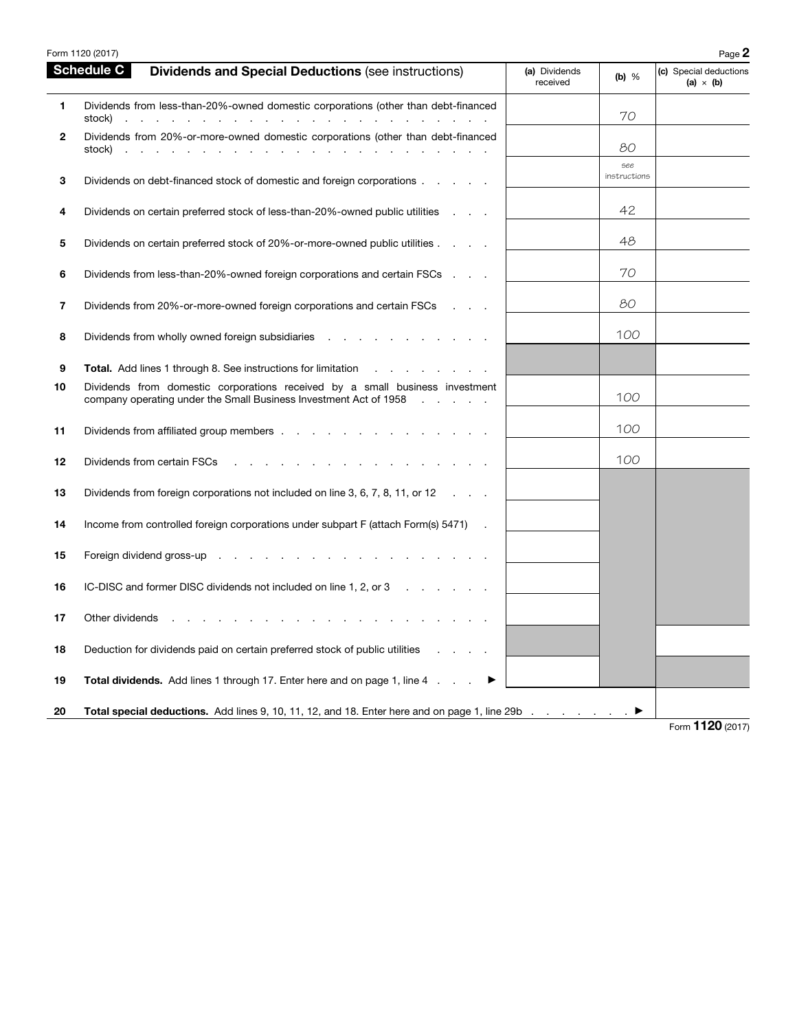## Schedule C — Dividends and Special Deductions (see instructions)

| | | (a) Dividends received | (b) % | (c) Special deductions (a) × (b) |
|---|---|---|---|---|
| 1 | Dividends from less-than-20%-owned domestic corporations (other than debt-financed stock) | | 70 | |
| 2 | Dividends from 20%-or-more-owned domestic corporations (other than debt-financed stock) | | 80 | |
| 3 | Dividends on debt-financed stock of domestic and foreign corporations | | see instructions | |
| 4 | Dividends on certain preferred stock of less-than-20%-owned public utilities | | 42 | |
| 5 | Dividends on certain preferred stock of 20%-or-more-owned public utilities | | 48 | |
| 6 | Dividends from less-than-20%-owned foreign corporations and certain FSCs | | 70 | |
| 7 | Dividends from 20%-or-more-owned foreign corporations and certain FSCs | | 80 | |
| 8 | Dividends from wholly owned foreign subsidiaries | | 100 | |
| 9 | **Total.** Add lines 1 through 8. See instructions for limitation | | | |
| 10 | Dividends from domestic corporations received by a small business investment company operating under the Small Business Investment Act of 1958 | | 100 | |
| 11 | Dividends from affiliated group members | | 100 | |
| 12 | Dividends from certain FSCs | | 100 | |
| 13 | Dividends from foreign corporations not included on line 3, 6, 7, 8, 11, or 12 | | | |
| 14 | Income from controlled foreign corporations under subpart F (attach Form(s) 5471) | | | |
| 15 | Foreign dividend gross-up | | | |
| 16 | IC-DISC and former DISC dividends not included on line 1, 2, or 3 | | | |
| 17 | Other dividends | | | |
| 18 | Deduction for dividends paid on certain preferred stock of public utilities | | | |
| 19 | **Total dividends.** Add lines 1 through 17. Enter here and on page 1, line 4 ► | | | |
| 20 | **Total special deductions.** Add lines 9, 10, 11, 12, and 18. Enter here and on page 1, line 29b ► | | | |

Form **1120** (2017)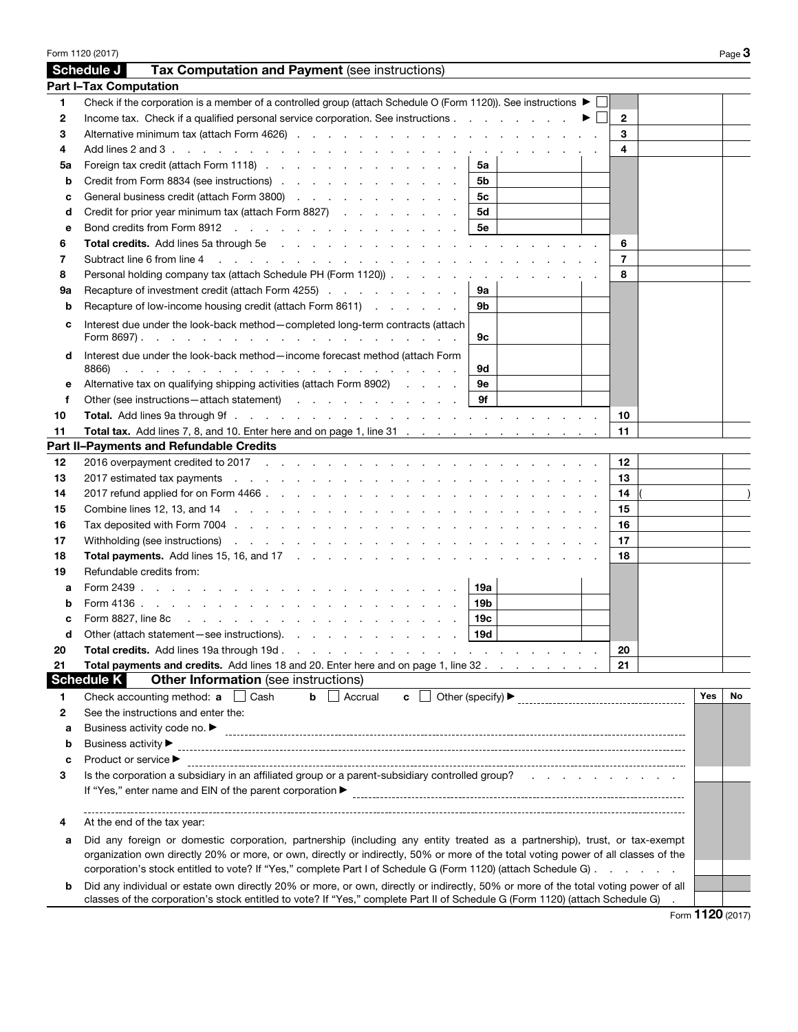## Schedule J — Tax Computation and Payment (see instructions)

### Part I–Tax Computation

| Line | Description | | | Line | Amount |
|---|---|---|---|---|---|
| 1 | Check if the corporation is a member of a controlled group (attach Schedule O (Form 1120)). See instructions ▶ ☐ | | | | |
| 2 | Income tax. Check if a qualified personal service corporation. See instructions . . . ▶ ☐ | | | 2 | |
| 3 | Alternative minimum tax (attach Form 4626) | | | 3 | |
| 4 | Add lines 2 and 3 | | | 4 | |
| 5a | Foreign tax credit (attach Form 1118) | 5a | | | |
| b | Credit from Form 8834 (see instructions) | 5b | | | |
| c | General business credit (attach Form 3800) | 5c | | | |
| d | Credit for prior year minimum tax (attach Form 8827) | 5d | | | |
| e | Bond credits from Form 8912 | 5e | | | |
| 6 | **Total credits.** Add lines 5a through 5e | | | 6 | |
| 7 | Subtract line 6 from line 4 | | | 7 | |
| 8 | Personal holding company tax (attach Schedule PH (Form 1120)) | | | 8 | |
| 9a | Recapture of investment credit (attach Form 4255) | 9a | | | |
| b | Recapture of low-income housing credit (attach Form 8611) | 9b | | | |
| c | Interest due under the look-back method—completed long-term contracts (attach Form 8697) | 9c | | | |
| d | Interest due under the look-back method—income forecast method (attach Form 8866) | 9d | | | |
| e | Alternative tax on qualifying shipping activities (attach Form 8902) | 9e | | | |
| f | Other (see instructions—attach statement) | 9f | | | |
| 10 | **Total.** Add lines 9a through 9f | | | 10 | |
| 11 | **Total tax.** Add lines 7, 8, and 10. Enter here and on page 1, line 31 | | | 11 | |

### Part II–Payments and Refundable Credits

| Line | Description | | | Line | Amount |
|---|---|---|---|---|---|
| 12 | 2016 overpayment credited to 2017 | | | 12 | |
| 13 | 2017 estimated tax payments | | | 13 | |
| 14 | 2017 refund applied for on Form 4466 | | | 14 | ( ) |
| 15 | Combine lines 12, 13, and 14 | | | 15 | |
| 16 | Tax deposited with Form 7004 | | | 16 | |
| 17 | Withholding (see instructions) | | | 17 | |
| 18 | **Total payments.** Add lines 15, 16, and 17 | | | 18 | |
| 19 | Refundable credits from: | | | | |
| a | Form 2439 | 19a | | | |
| b | Form 4136 | 19b | | | |
| c | Form 8827, line 8c | 19c | | | |
| d | Other (attach statement—see instructions) | 19d | | | |
| 20 | **Total credits.** Add lines 19a through 19d | | | 20 | |
| 21 | **Total payments and credits.** Add lines 18 and 20. Enter here and on page 1, line 32 | | | 21 | |

## Schedule K — Other Information (see instructions)

| Line | Description | Yes | No |
|---|---|---|---|
| 1 | Check accounting method: **a** ☐ Cash **b** ☐ Accrual **c** ☐ Other (specify) ▶ | | |
| 2 | See the instructions and enter the: | | |
| a | Business activity code no. ▶ | | |
| b | Business activity ▶ | | |
| c | Product or service ▶ | | |
| 3 | Is the corporation a subsidiary in an affiliated group or a parent-subsidiary controlled group? | | |
| | If "Yes," enter name and EIN of the parent corporation ▶ | | |
| 4 | At the end of the tax year: | | |
| a | Did any foreign or domestic corporation, partnership (including any entity treated as a partnership), trust, or tax-exempt organization own directly 20% or more, or own, directly or indirectly, 50% or more of the total voting power of all classes of the corporation's stock entitled to vote? If "Yes," complete Part I of Schedule G (Form 1120) (attach Schedule G) | | |
| b | Did any individual or estate own directly 20% or more, or own, directly or indirectly, 50% or more of the total voting power of all classes of the corporation's stock entitled to vote? If "Yes," complete Part II of Schedule G (Form 1120) (attach Schedule G) | | |

Form **1120** (2017)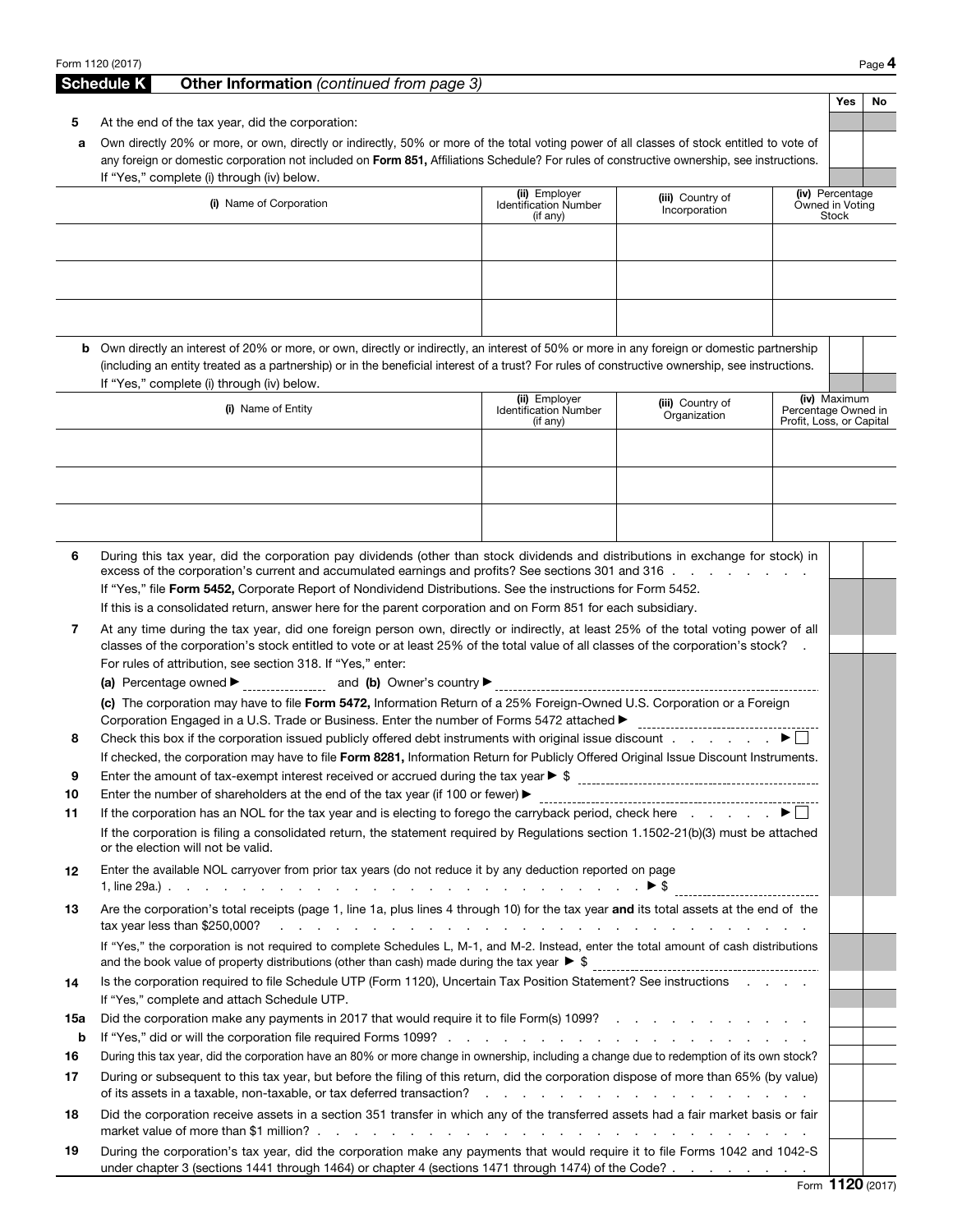## Schedule K Other Information *(continued from page 3)*

| | | Yes | No |
|---|---|---|---|
| **5** | At the end of the tax year, did the corporation: | | |
| **a** | Own directly 20% or more, or own, directly or indirectly, 50% or more of the total voting power of all classes of stock entitled to vote of any foreign or domestic corporation not included on **Form 851,** Affiliations Schedule? For rules of constructive ownership, see instructions. If "Yes," complete (i) through (iv) below. | | |

| **(i)** Name of Corporation | **(ii)** Employer Identification Number (if any) | **(iii)** Country of Incorporation | **(iv)** Percentage Owned in Voting Stock |
|---|---|---|---|
| | | | |
| | | | |
| | | | |

| | | Yes | No |
|---|---|---|---|
| **b** | Own directly an interest of 20% or more, or own, directly or indirectly, an interest of 50% or more in any foreign or domestic partnership (including an entity treated as a partnership) or in the beneficial interest of a trust? For rules of constructive ownership, see instructions. If "Yes," complete (i) through (iv) below. | | |

| **(i)** Name of Entity | **(ii)** Employer Identification Number (if any) | **(iii)** Country of Organization | **(iv)** Maximum Percentage Owned in Profit, Loss, or Capital |
|---|---|---|---|
| | | | |
| | | | |
| | | | |

**6** During this tax year, did the corporation pay dividends (other than stock dividends and distributions in exchange for stock) in excess of the corporation's current and accumulated earnings and profits? See sections 301 and 316 . . . . . . . . . Yes ☐ No ☐

If "Yes," file **Form 5452,** Corporate Report of Nondividend Distributions. See the instructions for Form 5452.

If this is a consolidated return, answer here for the parent corporation and on Form 851 for each subsidiary.

**7** At any time during the tax year, did one foreign person own, directly or indirectly, at least 25% of the total voting power of all classes of the corporation's stock entitled to vote or at least 25% of the total value of all classes of the corporation's stock? . Yes ☐ No ☐

For rules of attribution, see section 318. If "Yes," enter:

**(a)** Percentage owned ▶ \_\_\_\_\_\_\_\_\_\_ and **(b)** Owner's country ▶ \_\_\_\_\_\_\_\_\_\_

**(c)** The corporation may have to file **Form 5472,** Information Return of a 25% Foreign-Owned U.S. Corporation or a Foreign Corporation Engaged in a U.S. Trade or Business. Enter the number of Forms 5472 attached ▶ \_\_\_\_\_\_\_\_\_\_

**8** Check this box if the corporation issued publicly offered debt instruments with original issue discount . . . . . . . ▶ ☐

If checked, the corporation may have to file **Form 8281,** Information Return for Publicly Offered Original Issue Discount Instruments.

**9** Enter the amount of tax-exempt interest received or accrued during the tax year ▶ $ \_\_\_\_\_\_\_\_\_\_

**10** Enter the number of shareholders at the end of the tax year (if 100 or fewer) ▶ \_\_\_\_\_\_\_\_\_\_

**11** If the corporation has an NOL for the tax year and is electing to forego the carryback period, check here . . . . . . ▶ ☐

If the corporation is filing a consolidated return, the statement required by Regulations section 1.1502-21(b)(3) must be attached or the election will not be valid.

**12** Enter the available NOL carryover from prior tax years (do not reduce it by any deduction reported on page 1, line 29a.) . . . . . . . . . . . . . . . . . . . . . . . . . . . . ▶ $ \_\_\_\_\_\_\_\_\_\_

**13** Are the corporation's total receipts (page 1, line 1a, plus lines 4 through 10) for the tax year **and** its total assets at the end of the tax year less than $250,000? . . . . . . . . . . . . . . . . . . . . . . . . . Yes ☐ No ☐

If "Yes," the corporation is not required to complete Schedules L, M-1, and M-2. Instead, enter the total amount of cash distributions and the book value of property distributions (other than cash) made during the tax year ▶ $ \_\_\_\_\_\_\_\_\_\_

**14** Is the corporation required to file Schedule UTP (Form 1120), Uncertain Tax Position Statement? See instructions . . . . . Yes ☐ No ☐

If "Yes," complete and attach Schedule UTP.

**15a** Did the corporation make any payments in 2017 that would require it to file Form(s) 1099? . . . . . . . . . . . . . Yes ☐ No ☐

**b** If "Yes," did or will the corporation file required Forms 1099? . . . . . . . . . . . . . . . . . . . . . . Yes ☐ No ☐

**16** During this tax year, did the corporation have an 80% or more change in ownership, including a change due to redemption of its own stock? Yes ☐ No ☐

**17** During or subsequent to this tax year, but before the filing of this return, did the corporation dispose of more than 65% (by value) of its assets in a taxable, non-taxable, or tax deferred transaction? . . . . . . . . . . . . . . . . . . . Yes ☐ No ☐

**18** Did the corporation receive assets in a section 351 transfer in which any of the transferred assets had a fair market basis or fair market value of more than $1 million? . . . . . . . . . . . . . . . . . . . . . . . . . . . . Yes ☐ No ☐

**19** During the corporation's tax year, did the corporation make any payments that would require it to file Forms 1042 and 1042-S under chapter 3 (sections 1441 through 1464) or chapter 4 (sections 1471 through 1474) of the Code? . . . . . . . . . Yes ☐ No ☐

Form **1120** (2017)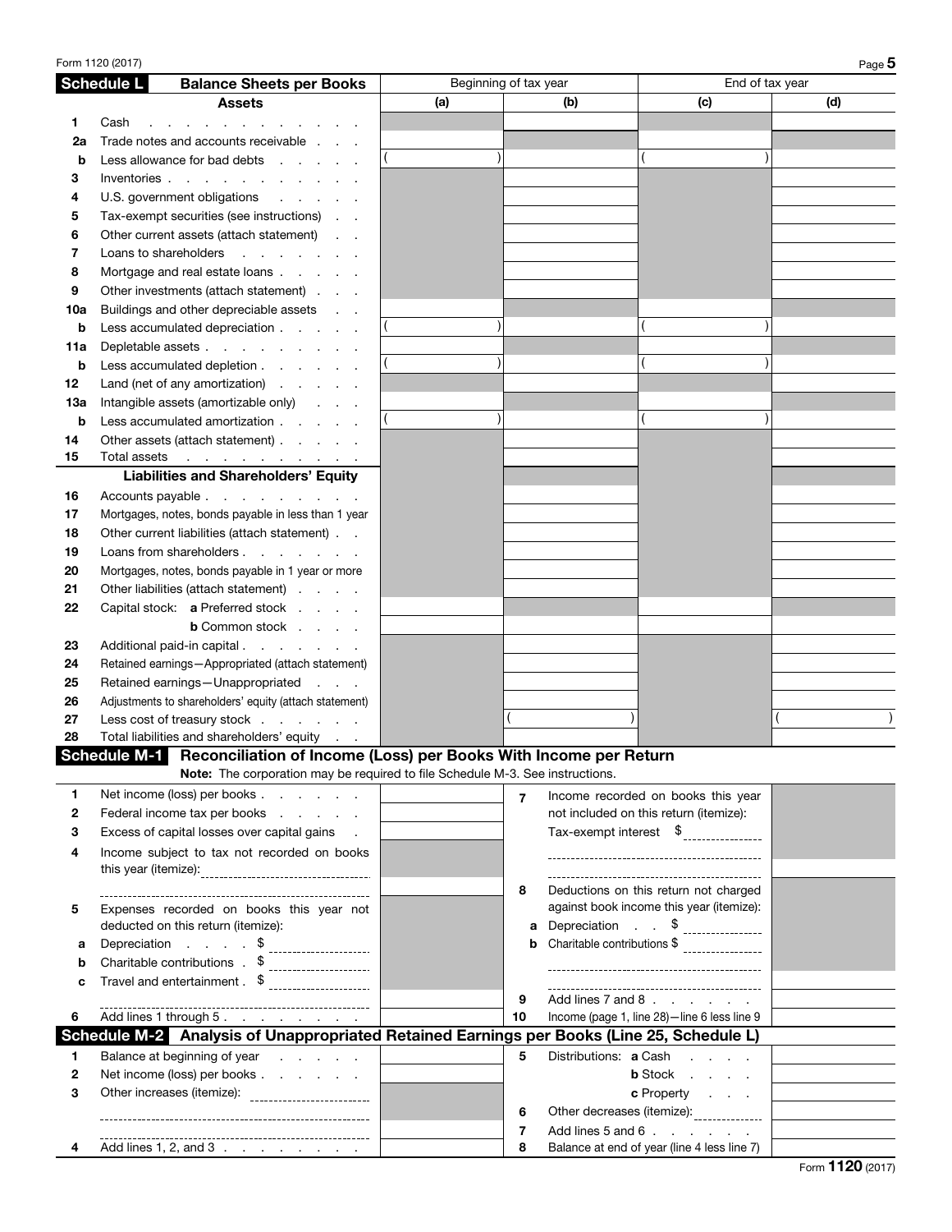## Schedule L — Balance Sheets per Books

| | Assets | Beginning of tax year (a) | (b) | End of tax year (c) | (d) |
|---|---|---|---|---|---|
| 1 | Cash | | | | |
| 2a | Trade notes and accounts receivable | | | | |
| b | Less allowance for bad debts | ( ) | | ( ) | |
| 3 | Inventories | | | | |
| 4 | U.S. government obligations | | | | |
| 5 | Tax-exempt securities (see instructions) | | | | |
| 6 | Other current assets (attach statement) | | | | |
| 7 | Loans to shareholders | | | | |
| 8 | Mortgage and real estate loans | | | | |
| 9 | Other investments (attach statement) | | | | |
| 10a | Buildings and other depreciable assets | | | | |
| b | Less accumulated depreciation | ( ) | | ( ) | |
| 11a | Depletable assets | | | | |
| b | Less accumulated depletion | ( ) | | ( ) | |
| 12 | Land (net of any amortization) | | | | |
| 13a | Intangible assets (amortizable only) | | | | |
| b | Less accumulated amortization | ( ) | | ( ) | |
| 14 | Other assets (attach statement) | | | | |
| 15 | Total assets | | | | |
| | **Liabilities and Shareholders' Equity** | | | | |
| 16 | Accounts payable | | | | |
| 17 | Mortgages, notes, bonds payable in less than 1 year | | | | |
| 18 | Other current liabilities (attach statement) | | | | |
| 19 | Loans from shareholders | | | | |
| 20 | Mortgages, notes, bonds payable in 1 year or more | | | | |
| 21 | Other liabilities (attach statement) | | | | |
| 22 | Capital stock: **a** Preferred stock | | | | |
| | **b** Common stock | | | | |
| 23 | Additional paid-in capital | | | | |
| 24 | Retained earnings—Appropriated (attach statement) | | | | |
| 25 | Retained earnings—Unappropriated | | | | |
| 26 | Adjustments to shareholders' equity (attach statement) | | | | |
| 27 | Less cost of treasury stock | | ( ) | | ( ) |
| 28 | Total liabilities and shareholders' equity | | | | |

## Schedule M-1 — Reconciliation of Income (Loss) per Books With Income per Return

**Note:** The corporation may be required to file Schedule M-3. See instructions.

| | | | | | |
|---|---|---|---|---|---|
| 1 | Net income (loss) per books | | 7 | Income recorded on books this year not included on this return (itemize): Tax-exempt interest $ | |
| 2 | Federal income tax per books | | | | |
| 3 | Excess of capital losses over capital gains | | | | |
| 4 | Income subject to tax not recorded on books this year (itemize): | | 8 | Deductions on this return not charged against book income this year (itemize): | |
| 5 | Expenses recorded on books this year not deducted on this return (itemize): | | a | Depreciation $ | |
| a | Depreciation $ | | b | Charitable contributions $ | |
| b | Charitable contributions $ | | | | |
| c | Travel and entertainment $ | | 9 | Add lines 7 and 8 | |
| 6 | Add lines 1 through 5 | | 10 | Income (page 1, line 28)—line 6 less line 9 | |

## Schedule M-2 — Analysis of Unappropriated Retained Earnings per Books (Line 25, Schedule L)

| | | | | | |
|---|---|---|---|---|---|
| 1 | Balance at beginning of year | | 5 | Distributions: **a** Cash | |
| 2 | Net income (loss) per books | | | **b** Stock | |
| 3 | Other increases (itemize): | | | **c** Property | |
| | | | 6 | Other decreases (itemize): | |
| | | | 7 | Add lines 5 and 6 | |
| 4 | Add lines 1, 2, and 3 | | 8 | Balance at end of year (line 4 less line 7) | |

Form **1120** (2017)